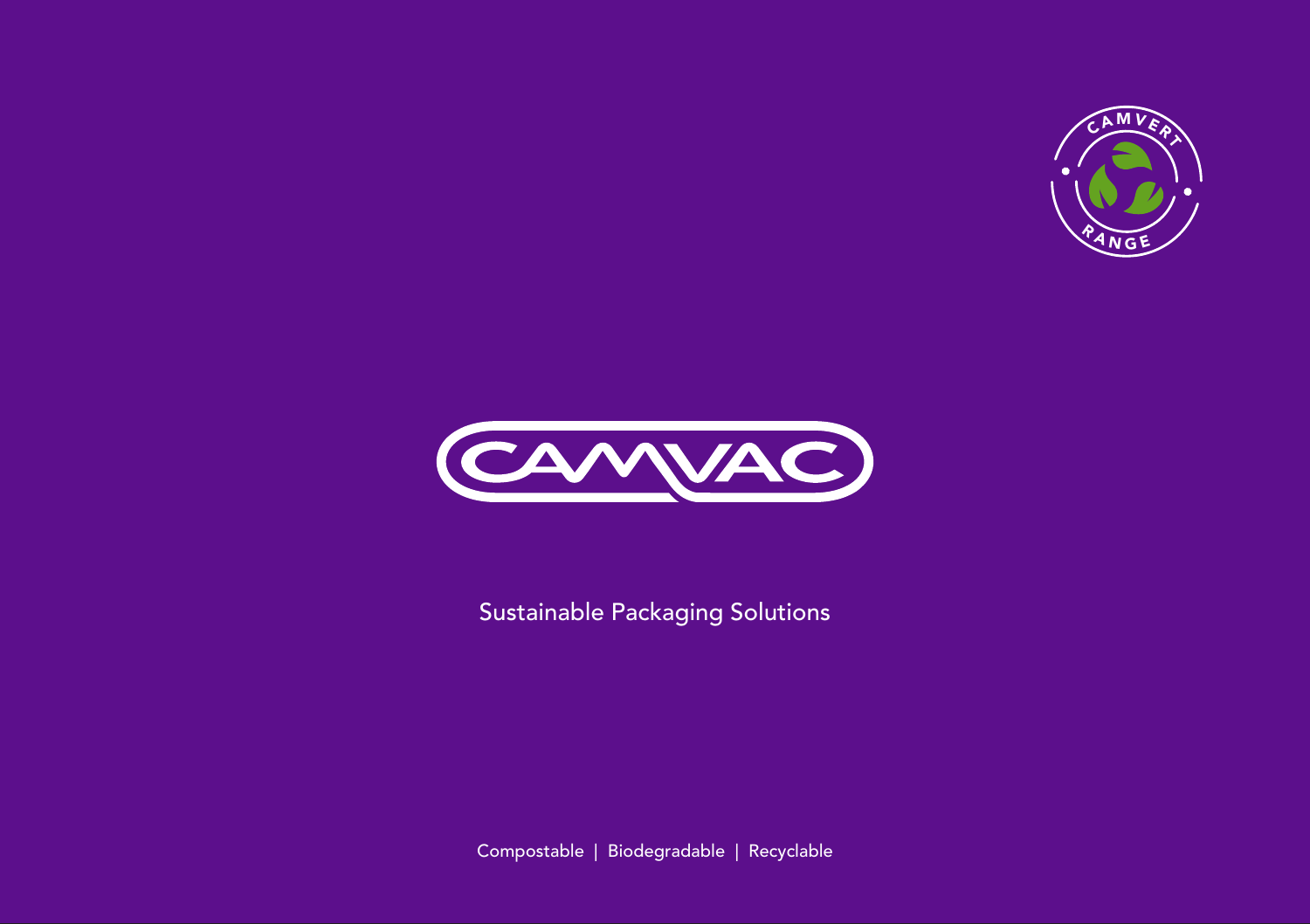CAMVERT RANGE

# CAMVAC

Sustainable Packaging Solutions

Compostable | Biodegradable | Recyclable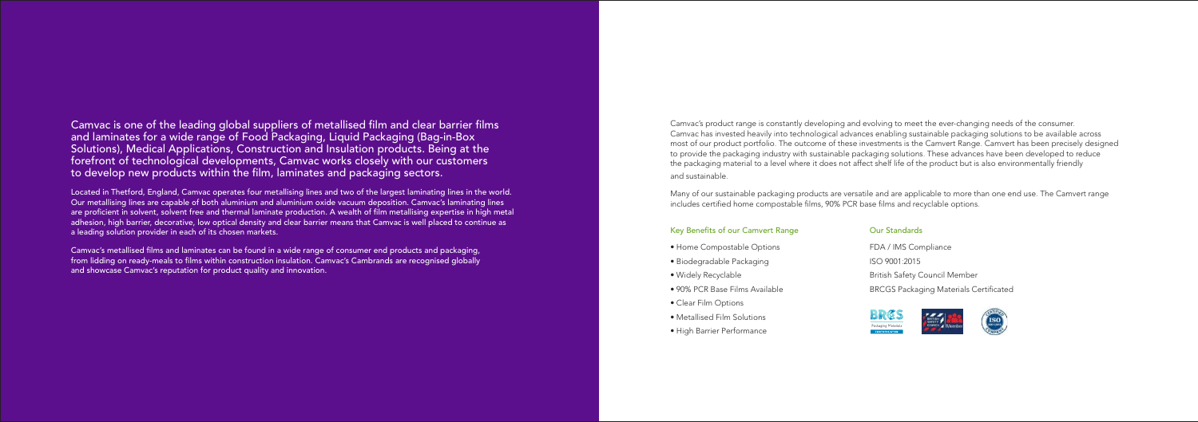Camvac is one of the leading global suppliers of metallised film and clear barrier films and laminates for a wide range of Food Packaging, Liquid Packaging (Bag-in-Box Solutions), Medical Applications, Construction and Insulation products. Being at the forefront of technological developments, Camvac works closely with our customers to develop new products within the film, laminates and packaging sectors.

Located in Thetford, England, Camvac operates four metallising lines and two of the largest laminating lines in the world. Our metallising lines are capable of both aluminium and aluminium oxide vacuum deposition. Camvac's laminating lines are proficient in solvent, solvent free and thermal laminate production. A wealth of film metallising expertise in high metal adhesion, high barrier, decorative, low optical density and clear barrier means that Camvac is well placed to continue as a leading solution provider in each of its chosen markets.

Camvac's metallised films and laminates can be found in a wide range of consumer end products and packaging, from lidding on ready-meals to films within construction insulation. Camvac's Cambrands are recognised globally and showcase Camvac's reputation for product quality and innovation.

Camvac's product range is constantly developing and evolving to meet the ever-changing needs of the consumer. Camvac has invested heavily into technological advances enabling sustainable packaging solutions to be available across most of our product portfolio. The outcome of these investments is the Camvert Range. Camvert has been precisely designed to provide the packaging industry with sustainable packaging solutions. These advances have been developed to reduce the packaging material to a level where it does not affect shelf life of the product but is also environmentally friendly and sustainable.

Many of our sustainable packaging products are versatile and are applicable to more than one end use. The Camvert range includes certified home compostable films, 90% PCR base films and recyclable options.

### Key Benefits of our Camvert Range

- Home Compostable Options
- Biodegradable Packaging
- Widely Recyclable
- 90% PCR Base Films Available
- Clear Film Options
- Metallised Film Solutions
- High Barrier Performance

### Our Standards

FDA / IMS Compliance

ISO 9001:2015

British Safety Council Member

BRCGS Packaging Materials Certificated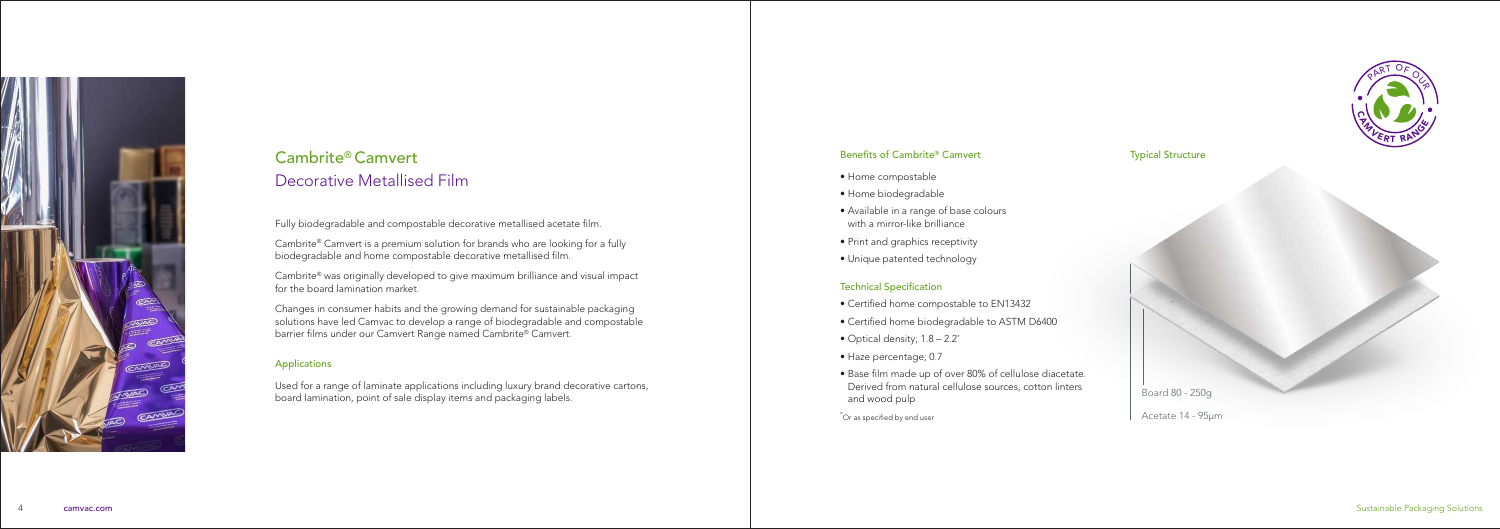# Cambrite® Camvert

## Decorative Metallised Film

Fully biodegradable and compostable decorative metallised acetate film.

Cambrite® Camvert is a premium solution for brands who are looking for a fully biodegradable and home compostable decorative metallised film.

Cambrite® was originally developed to give maximum brilliance and visual impact for the board lamination market.

Changes in consumer habits and the growing demand for sustainable packaging solutions have led Camvac to develop a range of biodegradable and compostable barrier films under our Camvert Range named Cambrite® Camvert.

### Applications

Used for a range of laminate applications including luxury brand decorative cartons, board lamination, point of sale display items and packaging labels.

### Benefits of Cambrite® Camvert

- Home compostable
- Home biodegradable
- Available in a range of base colours with a mirror-like brilliance
- Print and graphics receptivity
- Unique patented technology

### Technical Specification

- Certified home compostable to EN13432
- Certified home biodegradable to ASTM D6400
- Optical density; 1.8 – 2.2*
- Haze percentage; 0.7
- Base film made up of over 80% of cellulose diacetate. Derived from natural cellulose sources, cotton linters and wood pulp

*Or as specified by end user

### Typical Structure

Board 80 - 250g

Acetate 14 - 95μm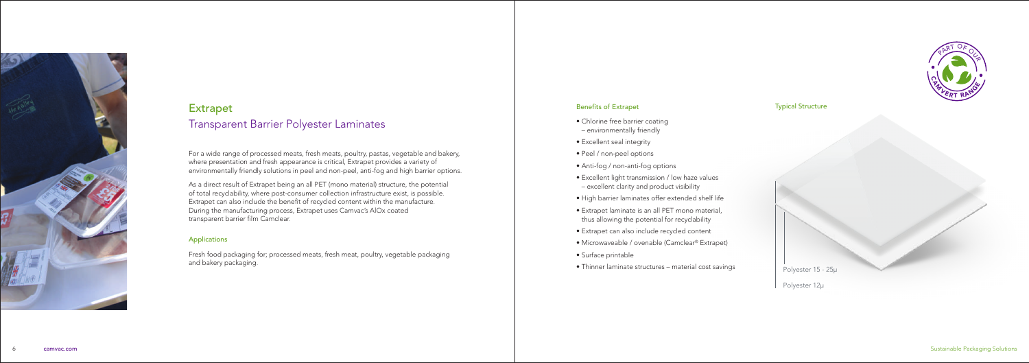# Extrapet

## Transparent Barrier Polyester Laminates

For a wide range of processed meats, fresh meats, poultry, pastas, vegetable and bakery, where presentation and fresh appearance is critical, Extrapet provides a variety of environmentally friendly solutions in peel and non-peel, anti-fog and high barrier options.

As a direct result of Extrapet being an all PET (mono material) structure, the potential of total recyclability, where post-consumer collection infrastructure exist, is possible. Extrapet can also include the benefit of recycled content within the manufacture. During the manufacturing process, Extrapet uses Camvac's AlOx coated transparent barrier film Camclear.

### Applications

Fresh food packaging for; processed meats, fresh meat, poultry, vegetable packaging and bakery packaging.

### Benefits of Extrapet

- Chlorine free barrier coating – environmentally friendly
- Excellent seal integrity
- Peel / non-peel options
- Anti-fog / non-anti-fog options
- Excellent light transmission / low haze values – excellent clarity and product visibility
- High barrier laminates offer extended shelf life
- Extrapet laminate is an all PET mono material, thus allowing the potential for recyclability
- Extrapet can also include recycled content
- Microwaveable / ovenable (Camclear® Extrapet)
- Surface printable
- Thinner laminate structures – material cost savings

### Typical Structure

Polyester 15 - 25µ

Polyester 12µ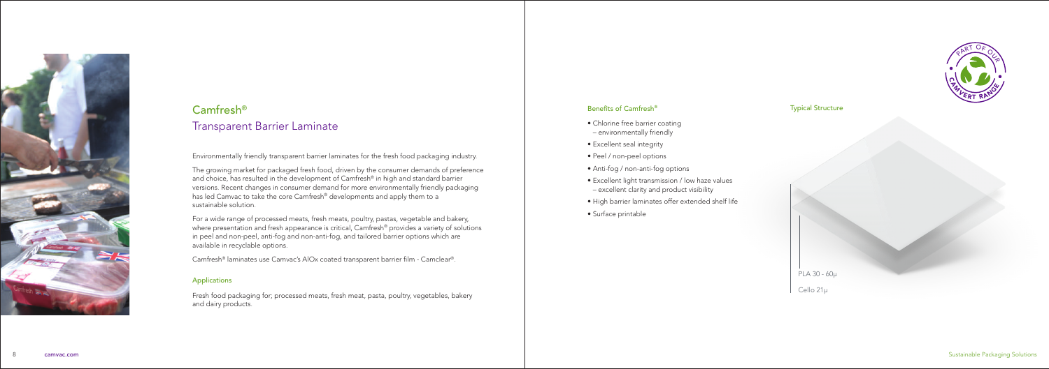# Camfresh®

## Transparent Barrier Laminate

Environmentally friendly transparent barrier laminates for the fresh food packaging industry.

The growing market for packaged fresh food, driven by the consumer demands of preference and choice, has resulted in the development of Camfresh® in high and standard barrier versions. Recent changes in consumer demand for more environmentally friendly packaging has led Camvac to take the core Camfresh® developments and apply them to a sustainable solution.

For a wide range of processed meats, fresh meats, poultry, pastas, vegetable and bakery, where presentation and fresh appearance is critical, Camfresh® provides a variety of solutions in peel and non-peel, anti-fog and non-anti-fog, and tailored barrier options which are available in recyclable options.

Camfresh® laminates use Camvac's AlOx coated transparent barrier film - Camclear®.

### Applications

Fresh food packaging for; processed meats, fresh meat, pasta, poultry, vegetables, bakery and dairy products.

### Benefits of Camfresh®

- Chlorine free barrier coating – environmentally friendly
- Excellent seal integrity
- Peel / non-peel options
- Anti-fog / non-anti-fog options
- Excellent light transmission / low haze values – excellent clarity and product visibility
- High barrier laminates offer extended shelf life
- Surface printable

PART OF OUR CAMVERT RANGE

### Typical Structure

PLA 30 - 60µ

Cello 21µ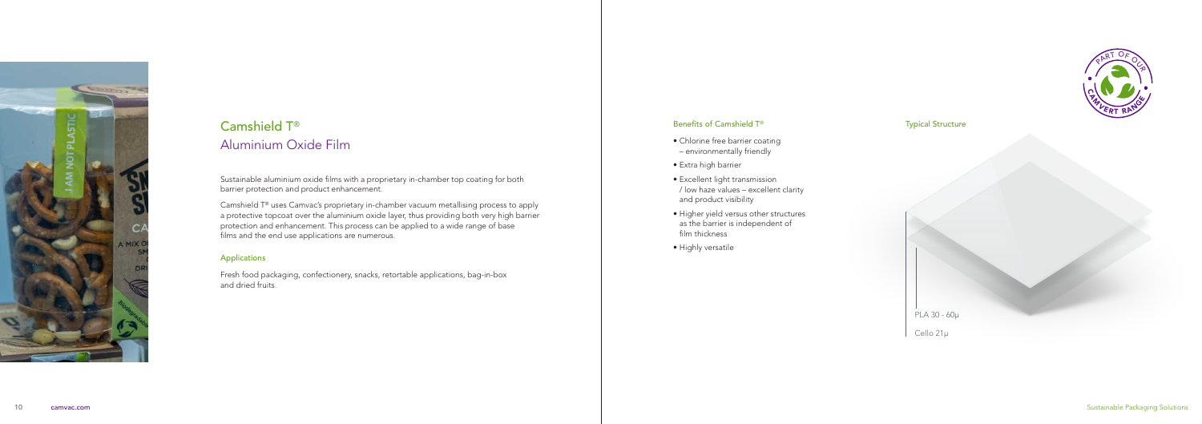# Camshield T®

## Aluminium Oxide Film

Sustainable aluminium oxide films with a proprietary in-chamber top coating for both barrier protection and product enhancement.

Camshield T® uses Camvac's proprietary in-chamber vacuum metallising process to apply a protective topcoat over the aluminium oxide layer, thus providing both very high barrier protection and enhancement. This process can be applied to a wide range of base films and the end use applications are numerous.

### Applications

Fresh food packaging, confectionery, snacks, retortable applications, bag-in-box and dried fruits.

### Benefits of Camshield T®

- Chlorine free barrier coating – environmentally friendly
- Extra high barrier
- Excellent light transmission / low haze values – excellent clarity and product visibility
- Higher yield versus other structures as the barrier is independent of film thickness
- Highly versatile

### Typical Structure

PLA 30 - 60µ

Cello 21µ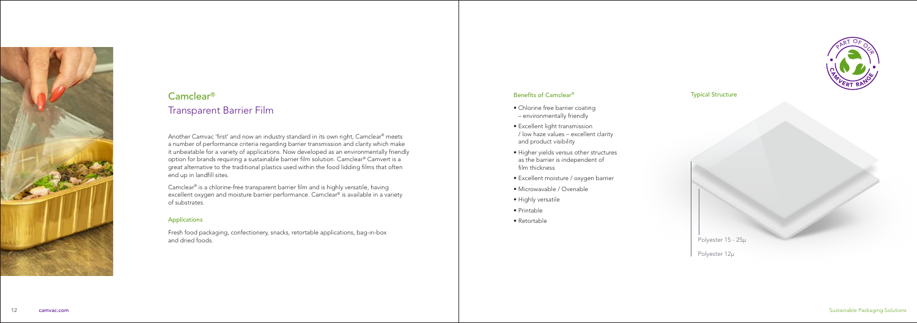# Camclear®

## Transparent Barrier Film

Another Camvac 'first' and now an industry standard in its own right, Camclear® meets a number of performance criteria regarding barrier transmission and clarity which make it unbeatable for a variety of applications. Now developed as an environmentally friendly option for brands requiring a sustainable barrier film solution. Camclear® Camvert is a great alternative to the traditional plastics used within the food lidding films that often end up in landfill sites.

Camclear® is a chlorine-free transparent barrier film and is highly versatile, having excellent oxygen and moisture barrier performance. Camclear® is available in a variety of substrates.

### Applications

Fresh food packaging, confectionery, snacks, retortable applications, bag-in-box and dried foods.

### Benefits of Camclear®

- Chlorine free barrier coating – environmentally friendly
- Excellent light transmission / low haze values – excellent clarity and product visibility
- Higher yields versus other structures as the barrier is independent of film thickness
- Excellent moisture / oxygen barrier
- Microwavable / Ovenable
- Highly versatile
- Printable
- Retortable

### Typical Structure

Polyester 15 - 25µ

Polyester 12µ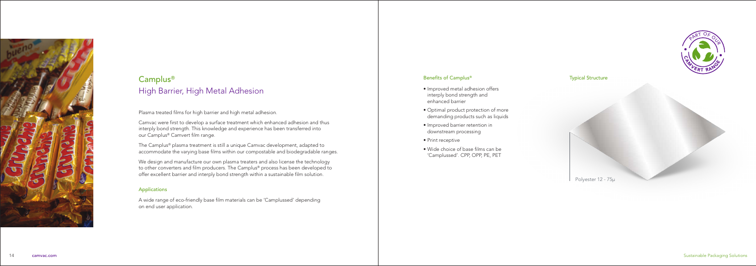# Camplus®

## High Barrier, High Metal Adhesion

Plasma treated films for high barrier and high metal adhesion.

Camvac were first to develop a surface treatment which enhanced adhesion and thus interply bond strength. This knowledge and experience has been transferred into our Camplus® Camvert film range.

The Camplus® plasma treatment is still a unique Camvac development, adapted to accommodate the varying base films within our compostable and biodegradable ranges.

We design and manufacture our own plasma treaters and also license the technology to other converters and film producers. The Camplus® process has been developed to offer excellent barrier and interply bond strength within a sustainable film solution.

### Applications

A wide range of eco-friendly base film materials can be 'Camplussed' depending on end user application.

### Benefits of Camplus®

- Improved metal adhesion offers interply bond strength and enhanced barrier
- Optimal product protection of more demanding products such as liquids
- Improved barrier retention in downstream processing
- Print receptive
- Wide choice of base films can be 'Camplussed'. CPP, OPP, PE, PET

### Typical Structure

Polyester 12 - 75μ

PART OF OUR CAMVERT RANGE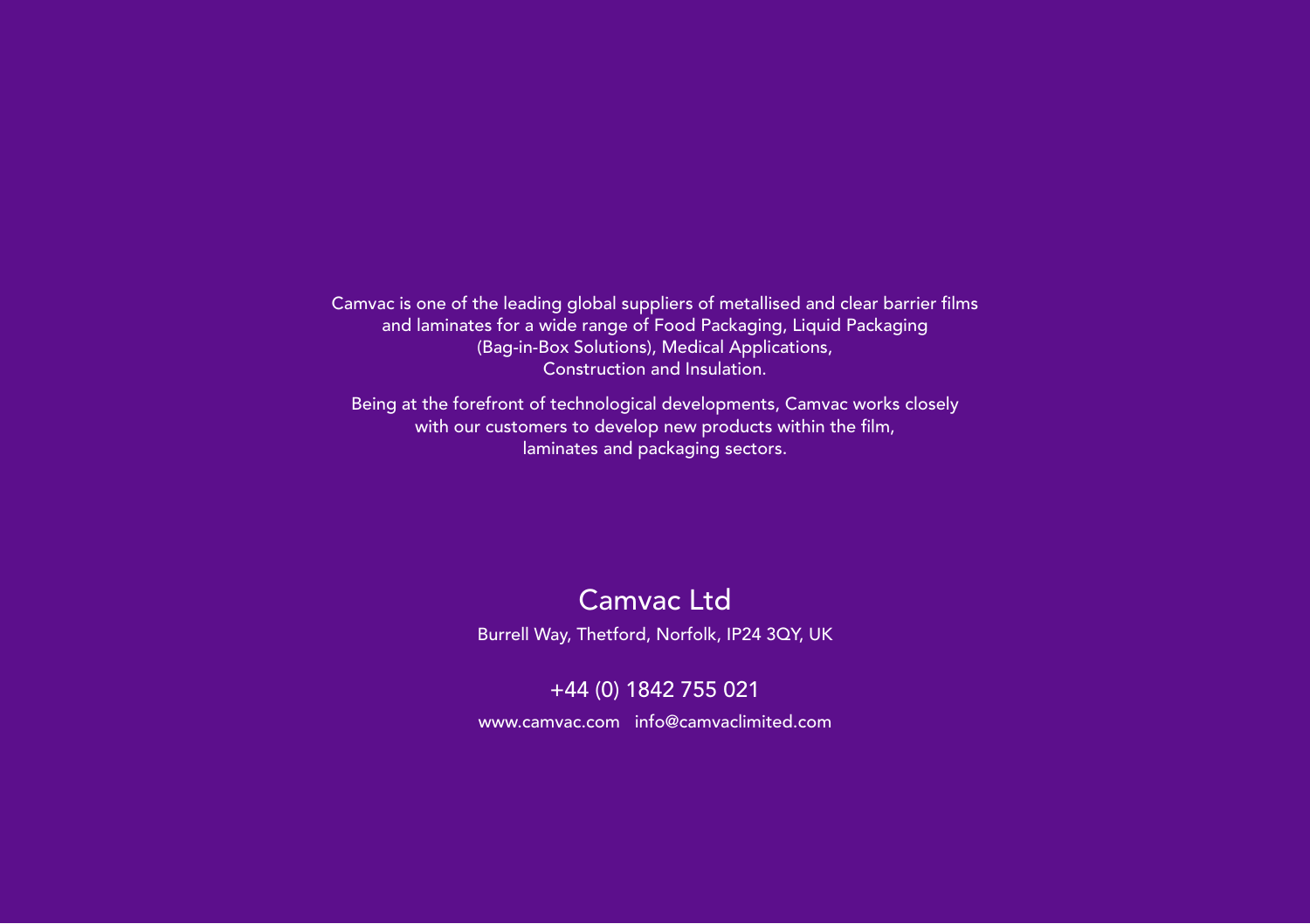Camvac is one of the leading global suppliers of metallised and clear barrier films and laminates for a wide range of Food Packaging, Liquid Packaging (Bag-in-Box Solutions), Medical Applications, Construction and Insulation.

Being at the forefront of technological developments, Camvac works closely with our customers to develop new products within the film, laminates and packaging sectors.

## Camvac Ltd

Burrell Way, Thetford, Norfolk, IP24 3QY, UK

+44 (0) 1842 755 021

www.camvac.com   info@camvaclimited.com